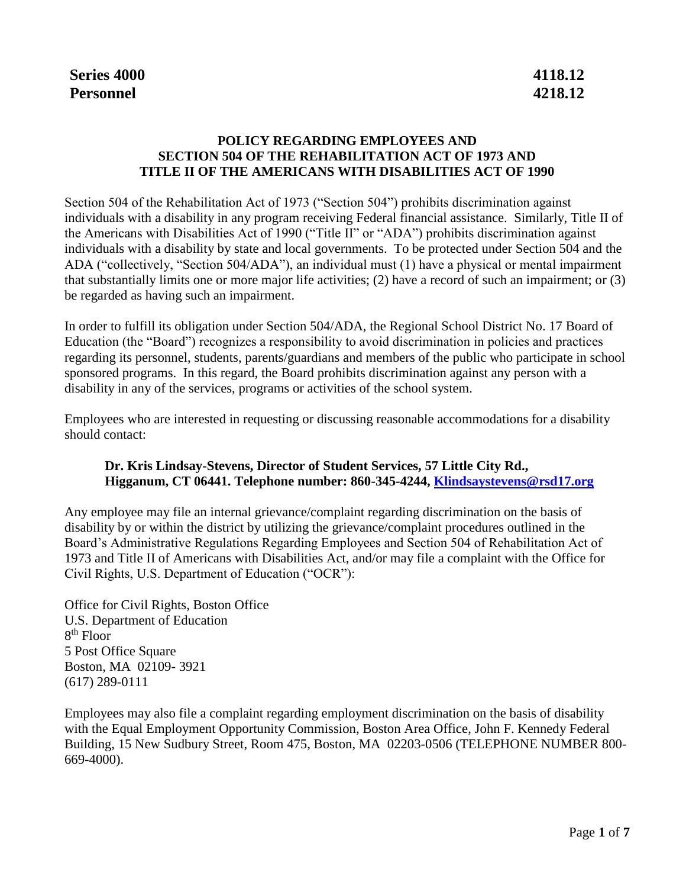**Series 4000** **4118.12**
**Personnel** **4218.12**

## POLICY REGARDING EMPLOYEES AND SECTION 504 OF THE REHABILITATION ACT OF 1973 AND TITLE II OF THE AMERICANS WITH DISABILITIES ACT OF 1990

Section 504 of the Rehabilitation Act of 1973 ("Section 504") prohibits discrimination against individuals with a disability in any program receiving Federal financial assistance. Similarly, Title II of the Americans with Disabilities Act of 1990 ("Title II" or "ADA") prohibits discrimination against individuals with a disability by state and local governments. To be protected under Section 504 and the ADA ("collectively, "Section 504/ADA"), an individual must (1) have a physical or mental impairment that substantially limits one or more major life activities; (2) have a record of such an impairment; or (3) be regarded as having such an impairment.

In order to fulfill its obligation under Section 504/ADA, the Regional School District No. 17 Board of Education (the "Board") recognizes a responsibility to avoid discrimination in policies and practices regarding its personnel, students, parents/guardians and members of the public who participate in school sponsored programs. In this regard, the Board prohibits discrimination against any person with a disability in any of the services, programs or activities of the school system.

Employees who are interested in requesting or discussing reasonable accommodations for a disability should contact:

> **Dr. Kris Lindsay-Stevens, Director of Student Services, 57 Little City Rd., Higganum, CT 06441. Telephone number: 860-345-4244, Klindsaystevens@rsd17.org**

Any employee may file an internal grievance/complaint regarding discrimination on the basis of disability by or within the district by utilizing the grievance/complaint procedures outlined in the Board's Administrative Regulations Regarding Employees and Section 504 of Rehabilitation Act of 1973 and Title II of Americans with Disabilities Act, and/or may file a complaint with the Office for Civil Rights, U.S. Department of Education ("OCR"):

Office for Civil Rights, Boston Office
U.S. Department of Education
8th Floor
5 Post Office Square
Boston, MA 02109- 3921
(617) 289-0111

Employees may also file a complaint regarding employment discrimination on the basis of disability with the Equal Employment Opportunity Commission, Boston Area Office, John F. Kennedy Federal Building, 15 New Sudbury Street, Room 475, Boston, MA 02203-0506 (TELEPHONE NUMBER 800-669-4000).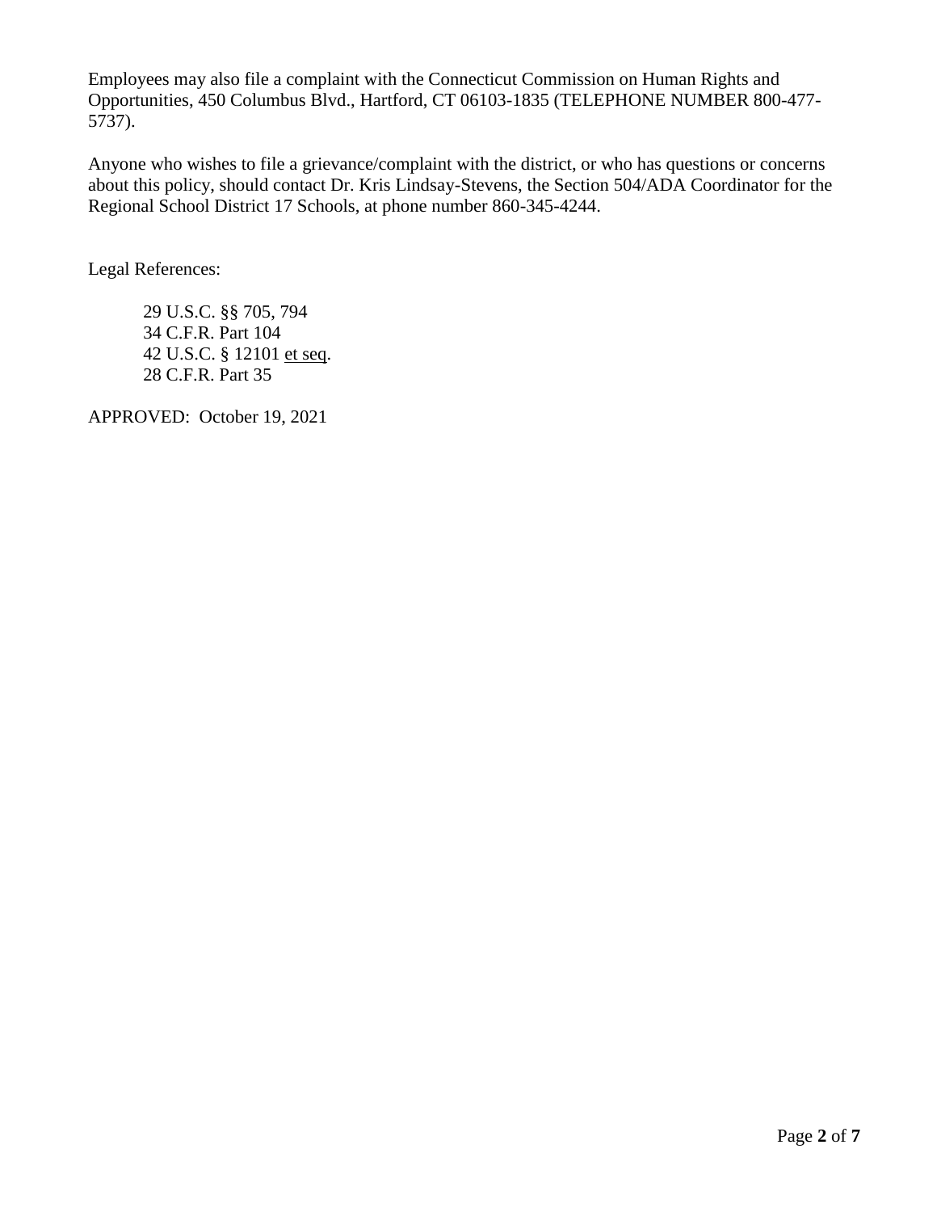Employees may also file a complaint with the Connecticut Commission on Human Rights and Opportunities, 450 Columbus Blvd., Hartford, CT 06103-1835 (TELEPHONE NUMBER 800-477-5737).

Anyone who wishes to file a grievance/complaint with the district, or who has questions or concerns about this policy, should contact Dr. Kris Lindsay-Stevens, the Section 504/ADA Coordinator for the Regional School District 17 Schools, at phone number 860-345-4244.

Legal References:

29 U.S.C. §§ 705, 794
34 C.F.R. Part 104
42 U.S.C. § 12101 et seq.
28 C.F.R. Part 35

APPROVED: October 19, 2021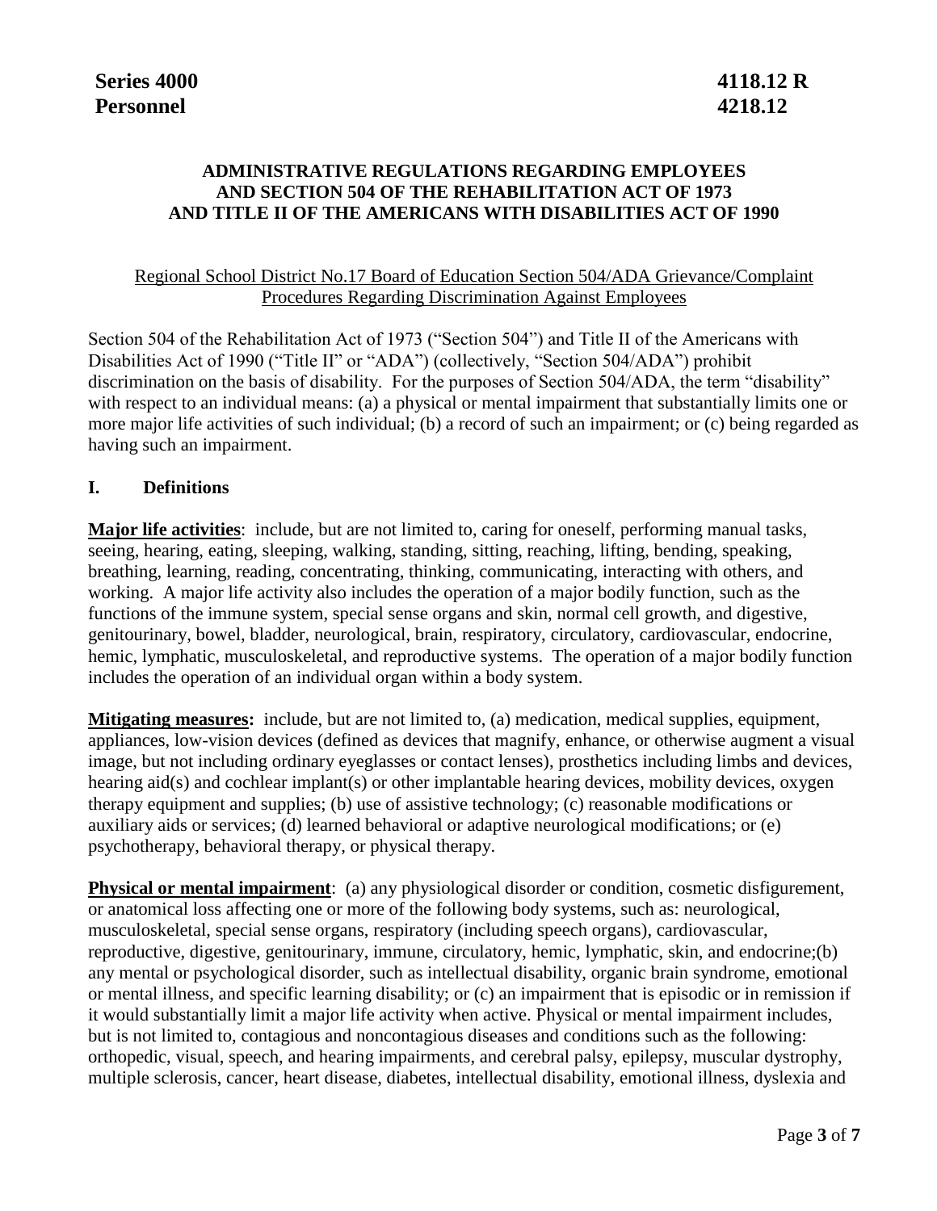**Series 4000** **4118.12 R**
**Personnel** **4218.12**

## ADMINISTRATIVE REGULATIONS REGARDING EMPLOYEES AND SECTION 504 OF THE REHABILITATION ACT OF 1973 AND TITLE II OF THE AMERICANS WITH DISABILITIES ACT OF 1990

Regional School District No.17 Board of Education Section 504/ADA Grievance/Complaint Procedures Regarding Discrimination Against Employees

Section 504 of the Rehabilitation Act of 1973 ("Section 504") and Title II of the Americans with Disabilities Act of 1990 ("Title II" or "ADA") (collectively, "Section 504/ADA") prohibit discrimination on the basis of disability. For the purposes of Section 504/ADA, the term "disability" with respect to an individual means: (a) a physical or mental impairment that substantially limits one or more major life activities of such individual; (b) a record of such an impairment; or (c) being regarded as having such an impairment.

### I. Definitions

**Major life activities**: include, but are not limited to, caring for oneself, performing manual tasks, seeing, hearing, eating, sleeping, walking, standing, sitting, reaching, lifting, bending, speaking, breathing, learning, reading, concentrating, thinking, communicating, interacting with others, and working. A major life activity also includes the operation of a major bodily function, such as the functions of the immune system, special sense organs and skin, normal cell growth, and digestive, genitourinary, bowel, bladder, neurological, brain, respiratory, circulatory, cardiovascular, endocrine, hemic, lymphatic, musculoskeletal, and reproductive systems. The operation of a major bodily function includes the operation of an individual organ within a body system.

**Mitigating measures:** include, but are not limited to, (a) medication, medical supplies, equipment, appliances, low-vision devices (defined as devices that magnify, enhance, or otherwise augment a visual image, but not including ordinary eyeglasses or contact lenses), prosthetics including limbs and devices, hearing aid(s) and cochlear implant(s) or other implantable hearing devices, mobility devices, oxygen therapy equipment and supplies; (b) use of assistive technology; (c) reasonable modifications or auxiliary aids or services; (d) learned behavioral or adaptive neurological modifications; or (e) psychotherapy, behavioral therapy, or physical therapy.

**Physical or mental impairment**: (a) any physiological disorder or condition, cosmetic disfigurement, or anatomical loss affecting one or more of the following body systems, such as: neurological, musculoskeletal, special sense organs, respiratory (including speech organs), cardiovascular, reproductive, digestive, genitourinary, immune, circulatory, hemic, lymphatic, skin, and endocrine;(b) any mental or psychological disorder, such as intellectual disability, organic brain syndrome, emotional or mental illness, and specific learning disability; or (c) an impairment that is episodic or in remission if it would substantially limit a major life activity when active. Physical or mental impairment includes, but is not limited to, contagious and noncontagious diseases and conditions such as the following: orthopedic, visual, speech, and hearing impairments, and cerebral palsy, epilepsy, muscular dystrophy, multiple sclerosis, cancer, heart disease, diabetes, intellectual disability, emotional illness, dyslexia and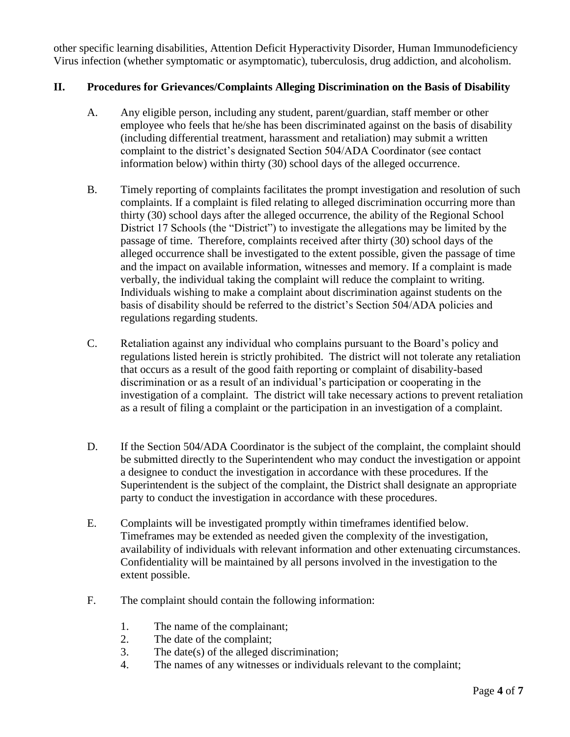other specific learning disabilities, Attention Deficit Hyperactivity Disorder, Human Immunodeficiency Virus infection (whether symptomatic or asymptomatic), tuberculosis, drug addiction, and alcoholism.

## II. Procedures for Grievances/Complaints Alleging Discrimination on the Basis of Disability

A. Any eligible person, including any student, parent/guardian, staff member or other employee who feels that he/she has been discriminated against on the basis of disability (including differential treatment, harassment and retaliation) may submit a written complaint to the district's designated Section 504/ADA Coordinator (see contact information below) within thirty (30) school days of the alleged occurrence.

B. Timely reporting of complaints facilitates the prompt investigation and resolution of such complaints. If a complaint is filed relating to alleged discrimination occurring more than thirty (30) school days after the alleged occurrence, the ability of the Regional School District 17 Schools (the "District") to investigate the allegations may be limited by the passage of time. Therefore, complaints received after thirty (30) school days of the alleged occurrence shall be investigated to the extent possible, given the passage of time and the impact on available information, witnesses and memory. If a complaint is made verbally, the individual taking the complaint will reduce the complaint to writing. Individuals wishing to make a complaint about discrimination against students on the basis of disability should be referred to the district's Section 504/ADA policies and regulations regarding students.

C. Retaliation against any individual who complains pursuant to the Board's policy and regulations listed herein is strictly prohibited. The district will not tolerate any retaliation that occurs as a result of the good faith reporting or complaint of disability-based discrimination or as a result of an individual's participation or cooperating in the investigation of a complaint. The district will take necessary actions to prevent retaliation as a result of filing a complaint or the participation in an investigation of a complaint.

D. If the Section 504/ADA Coordinator is the subject of the complaint, the complaint should be submitted directly to the Superintendent who may conduct the investigation or appoint a designee to conduct the investigation in accordance with these procedures. If the Superintendent is the subject of the complaint, the District shall designate an appropriate party to conduct the investigation in accordance with these procedures.

E. Complaints will be investigated promptly within timeframes identified below. Timeframes may be extended as needed given the complexity of the investigation, availability of individuals with relevant information and other extenuating circumstances. Confidentiality will be maintained by all persons involved in the investigation to the extent possible.

F. The complaint should contain the following information:

1. The name of the complainant;
2. The date of the complaint;
3. The date(s) of the alleged discrimination;
4. The names of any witnesses or individuals relevant to the complaint;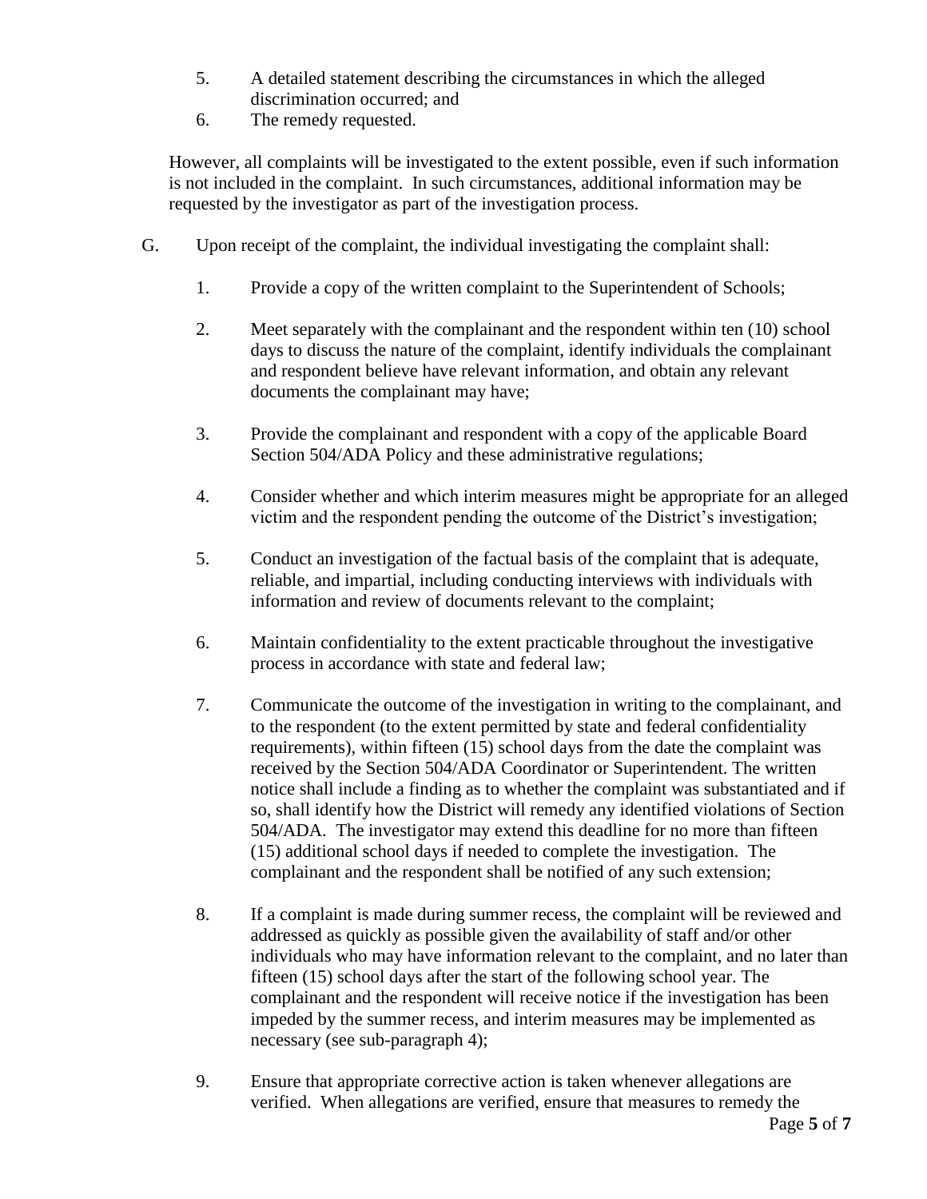5. A detailed statement describing the circumstances in which the alleged discrimination occurred; and
6. The remedy requested.

However, all complaints will be investigated to the extent possible, even if such information is not included in the complaint. In such circumstances, additional information may be requested by the investigator as part of the investigation process.

G. Upon receipt of the complaint, the individual investigating the complaint shall:

   1. Provide a copy of the written complaint to the Superintendent of Schools;

   2. Meet separately with the complainant and the respondent within ten (10) school days to discuss the nature of the complaint, identify individuals the complainant and respondent believe have relevant information, and obtain any relevant documents the complainant may have;

   3. Provide the complainant and respondent with a copy of the applicable Board Section 504/ADA Policy and these administrative regulations;

   4. Consider whether and which interim measures might be appropriate for an alleged victim and the respondent pending the outcome of the District's investigation;

   5. Conduct an investigation of the factual basis of the complaint that is adequate, reliable, and impartial, including conducting interviews with individuals with information and review of documents relevant to the complaint;

   6. Maintain confidentiality to the extent practicable throughout the investigative process in accordance with state and federal law;

   7. Communicate the outcome of the investigation in writing to the complainant, and to the respondent (to the extent permitted by state and federal confidentiality requirements), within fifteen (15) school days from the date the complaint was received by the Section 504/ADA Coordinator or Superintendent. The written notice shall include a finding as to whether the complaint was substantiated and if so, shall identify how the District will remedy any identified violations of Section 504/ADA. The investigator may extend this deadline for no more than fifteen (15) additional school days if needed to complete the investigation. The complainant and the respondent shall be notified of any such extension;

   8. If a complaint is made during summer recess, the complaint will be reviewed and addressed as quickly as possible given the availability of staff and/or other individuals who may have information relevant to the complaint, and no later than fifteen (15) school days after the start of the following school year. The complainant and the respondent will receive notice if the investigation has been impeded by the summer recess, and interim measures may be implemented as necessary (see sub-paragraph 4);

   9. Ensure that appropriate corrective action is taken whenever allegations are verified. When allegations are verified, ensure that measures to remedy the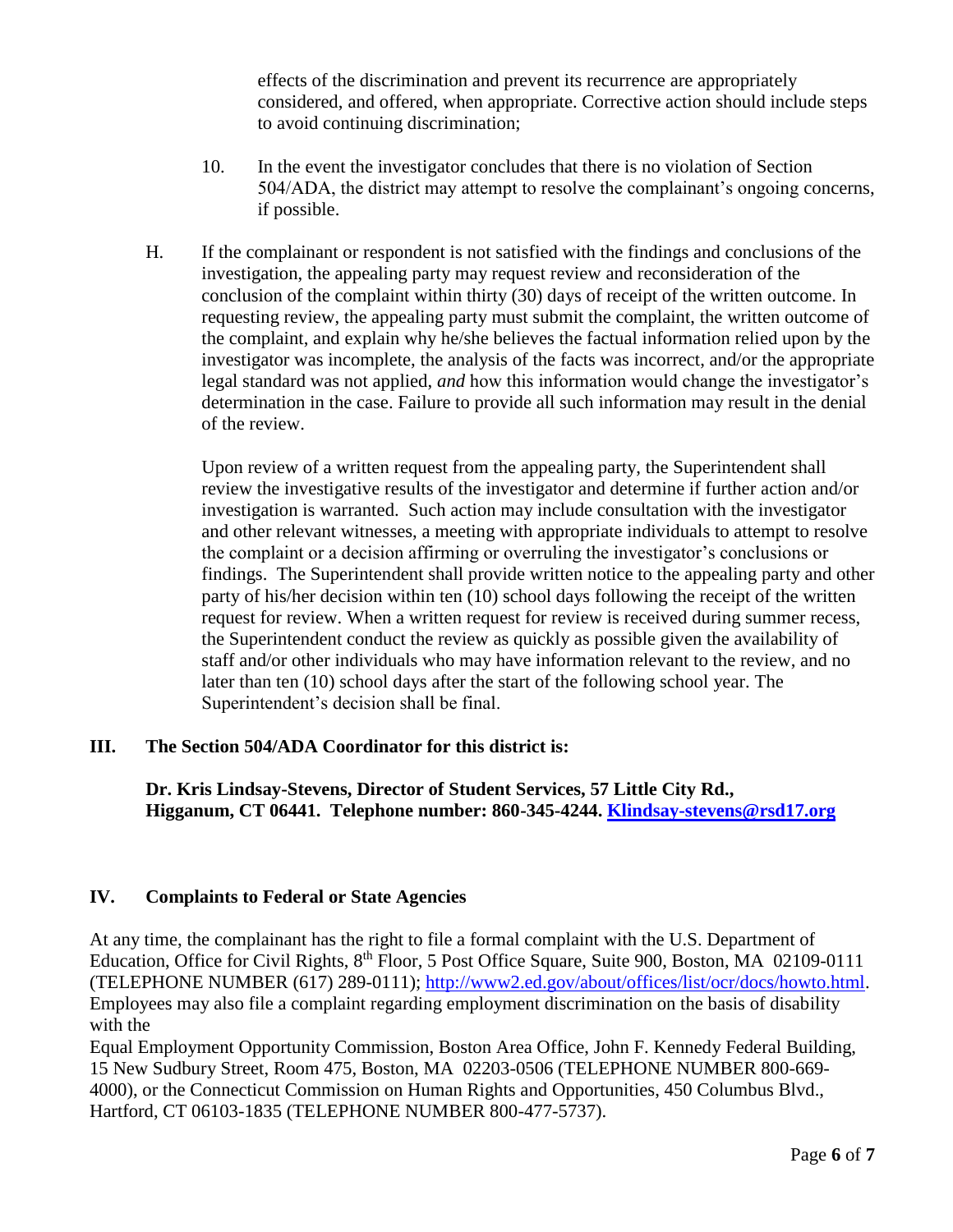effects of the discrimination and prevent its recurrence are appropriately considered, and offered, when appropriate. Corrective action should include steps to avoid continuing discrimination;

10. In the event the investigator concludes that there is no violation of Section 504/ADA, the district may attempt to resolve the complainant's ongoing concerns, if possible.

H. If the complainant or respondent is not satisfied with the findings and conclusions of the investigation, the appealing party may request review and reconsideration of the conclusion of the complaint within thirty (30) days of receipt of the written outcome. In requesting review, the appealing party must submit the complaint, the written outcome of the complaint, and explain why he/she believes the factual information relied upon by the investigator was incomplete, the analysis of the facts was incorrect, and/or the appropriate legal standard was not applied, *and* how this information would change the investigator's determination in the case. Failure to provide all such information may result in the denial of the review.

Upon review of a written request from the appealing party, the Superintendent shall review the investigative results of the investigator and determine if further action and/or investigation is warranted. Such action may include consultation with the investigator and other relevant witnesses, a meeting with appropriate individuals to attempt to resolve the complaint or a decision affirming or overruling the investigator's conclusions or findings. The Superintendent shall provide written notice to the appealing party and other party of his/her decision within ten (10) school days following the receipt of the written request for review. When a written request for review is received during summer recess, the Superintendent conduct the review as quickly as possible given the availability of staff and/or other individuals who may have information relevant to the review, and no later than ten (10) school days after the start of the following school year. The Superintendent's decision shall be final.

## III. The Section 504/ADA Coordinator for this district is:

**Dr. Kris Lindsay-Stevens, Director of Student Services, 57 Little City Rd., Higganum, CT 06441. Telephone number: 860-345-4244. [Klindsay-stevens@rsd17.org](mailto:Klindsay-stevens@rsd17.org)**

## IV. Complaints to Federal or State Agencies

At any time, the complainant has the right to file a formal complaint with the U.S. Department of Education, Office for Civil Rights, 8th Floor, 5 Post Office Square, Suite 900, Boston, MA 02109-0111 (TELEPHONE NUMBER (617) 289-0111); [http://www2.ed.gov/about/offices/list/ocr/docs/howto.html](http://www2.ed.gov/about/offices/list/ocr/docs/howto.html). Employees may also file a complaint regarding employment discrimination on the basis of disability with the

Equal Employment Opportunity Commission, Boston Area Office, John F. Kennedy Federal Building, 15 New Sudbury Street, Room 475, Boston, MA 02203-0506 (TELEPHONE NUMBER 800-669-4000), or the Connecticut Commission on Human Rights and Opportunities, 450 Columbus Blvd., Hartford, CT 06103-1835 (TELEPHONE NUMBER 800-477-5737).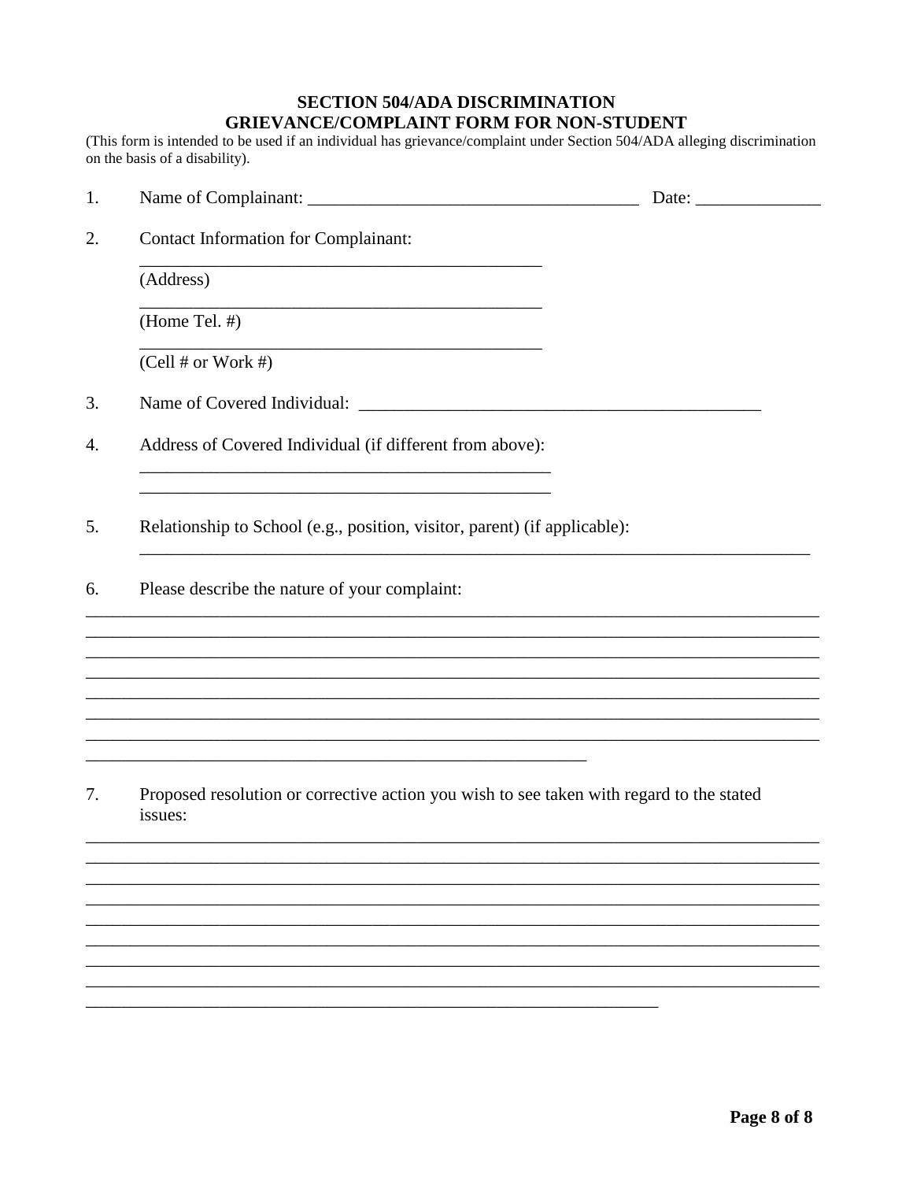# SECTION 504/ADA DISCRIMINATION
# GRIEVANCE/COMPLAINT FORM FOR NON-STUDENT

(This form is intended to be used if an individual has grievance/complaint under Section 504/ADA alleging discrimination on the basis of a disability).

1. Name of Complainant: _____________________________________ Date: _____________

2. Contact Information for Complainant:

   _____________________________________________
   (Address)

   _____________________________________________
   (Home Tel. #)

   _____________________________________________
   (Cell # or Work #)

3. Name of Covered Individual: _____________________________________________

4. Address of Covered Individual (if different from above):

   _____________________________________________
   _____________________________________________

5. Relationship to School (e.g., position, visitor, parent) (if applicable):

   _____________________________________________________________________________

6. Please describe the nature of your complaint:

_____________________________________________________________________________
_____________________________________________________________________________
_____________________________________________________________________________
_____________________________________________________________________________
_____________________________________________________________________________
_____________________________________________________________________________
_____________________________________________________________________________
_________________________________________________________

7. Proposed resolution or corrective action you wish to see taken with regard to the stated issues:

_____________________________________________________________________________
_____________________________________________________________________________
_____________________________________________________________________________
_____________________________________________________________________________
_____________________________________________________________________________
_____________________________________________________________________________
_____________________________________________________________________________
_____________________________________________________________________________
_________________________________________________________________